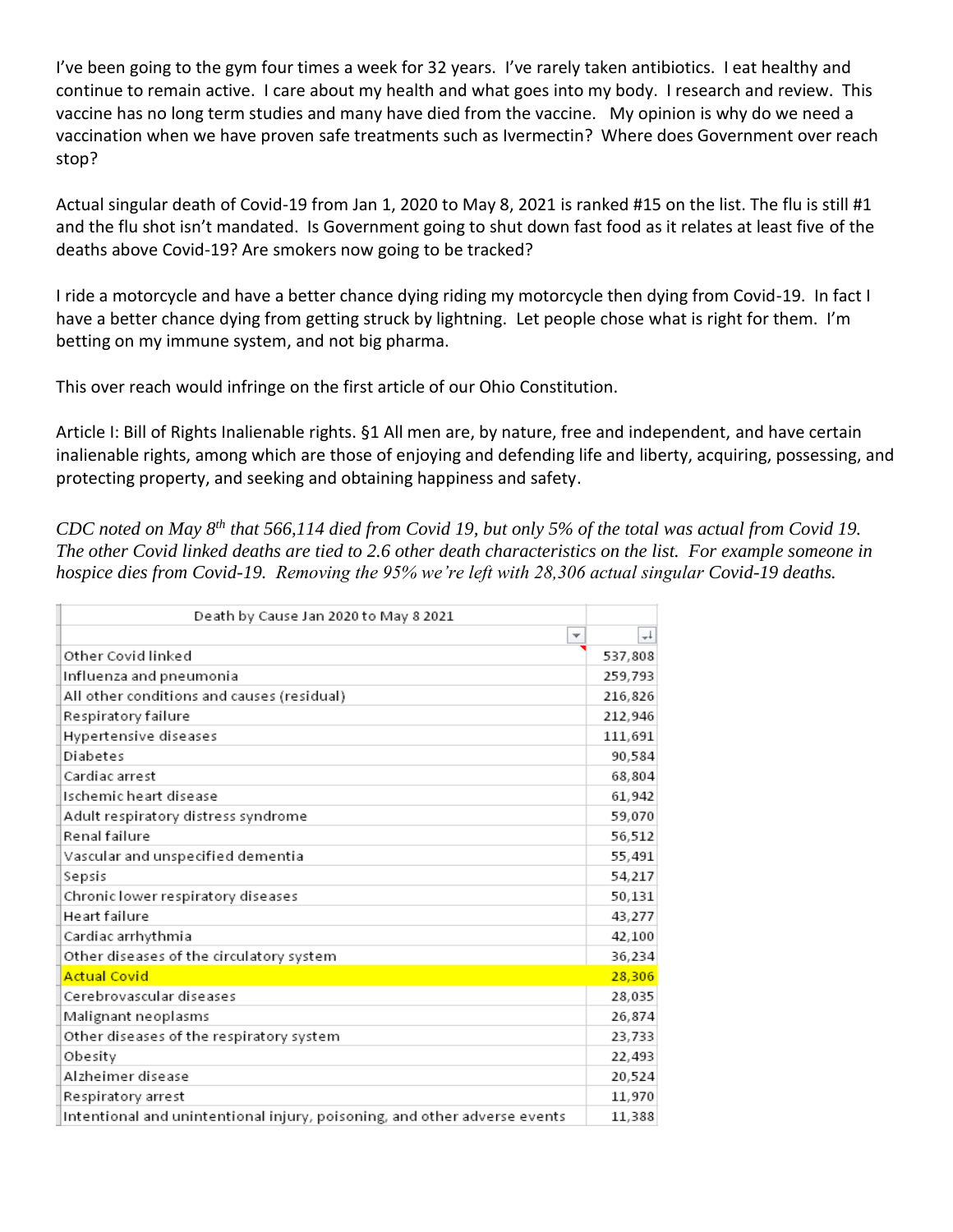I've been going to the gym four times a week for 32 years. I've rarely taken antibiotics. I eat healthy and continue to remain active. I care about my health and what goes into my body. I research and review. This vaccine has no long term studies and many have died from the vaccine. My opinion is why do we need a vaccination when we have proven safe treatments such as Ivermectin? Where does Government over reach stop?

Actual singular death of Covid-19 from Jan 1, 2020 to May 8, 2021 is ranked #15 on the list. The flu is still #1 and the flu shot isn't mandated. Is Government going to shut down fast food as it relates at least five of the deaths above Covid-19? Are smokers now going to be tracked?

I ride a motorcycle and have a better chance dying riding my motorcycle then dying from Covid-19. In fact I have a better chance dying from getting struck by lightning. Let people chose what is right for them. I'm betting on my immune system, and not big pharma.

This over reach would infringe on the first article of our Ohio Constitution.

Article I: Bill of Rights Inalienable rights. §1 All men are, by nature, free and independent, and have certain inalienable rights, among which are those of enjoying and defending life and liberty, acquiring, possessing, and protecting property, and seeking and obtaining happiness and safety.

*CDC noted on May 8th that 566,114 died from Covid 19, but only 5% of the total was actual from Covid 19. The other Covid linked deaths are tied to 2.6 other death characteristics on the list. For example someone in hospice dies from Covid-19. Removing the 95% we're left with 28,306 actual singular Covid-19 deaths.*

| Death by Cause Jan 2020 to May 8 2021 | |
|---|---|
| Other Covid linked | 537,808 |
| Influenza and pneumonia | 259,793 |
| All other conditions and causes (residual) | 216,826 |
| Respiratory failure | 212,946 |
| Hypertensive diseases | 111,691 |
| Diabetes | 90,584 |
| Cardiac arrest | 68,804 |
| Ischemic heart disease | 61,942 |
| Adult respiratory distress syndrome | 59,070 |
| Renal failure | 56,512 |
| Vascular and unspecified dementia | 55,491 |
| Sepsis | 54,217 |
| Chronic lower respiratory diseases | 50,131 |
| Heart failure | 43,277 |
| Cardiac arrhythmia | 42,100 |
| Other diseases of the circulatory system | 36,234 |
| Actual Covid | 28,306 |
| Cerebrovascular diseases | 28,035 |
| Malignant neoplasms | 26,874 |
| Other diseases of the respiratory system | 23,733 |
| Obesity | 22,493 |
| Alzheimer disease | 20,524 |
| Respiratory arrest | 11,970 |
| Intentional and unintentional injury, poisoning, and other adverse events | 11,388 |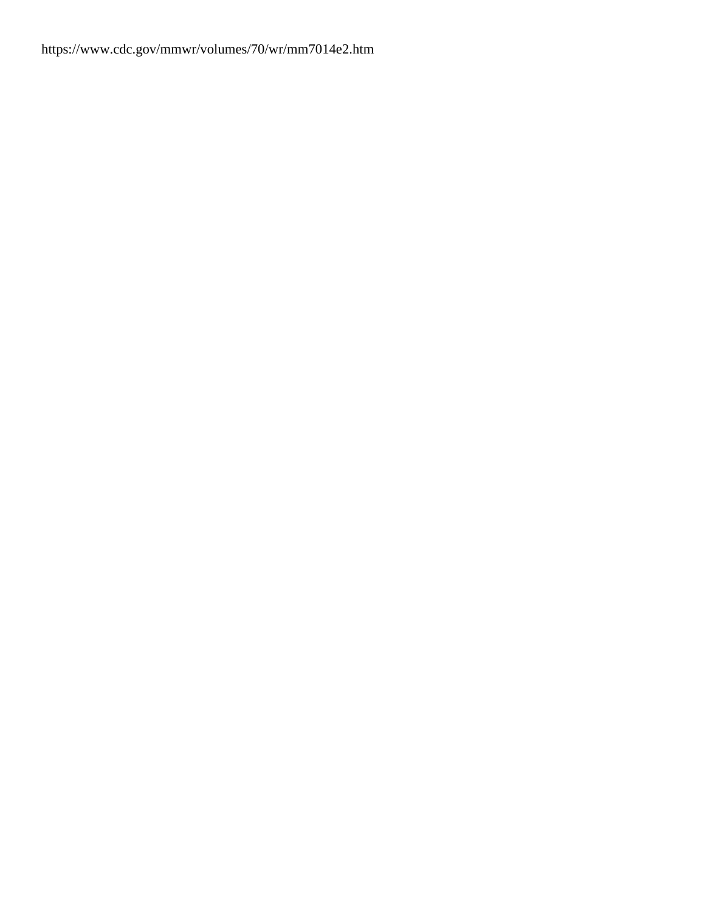https://www.cdc.gov/mmwr/volumes/70/wr/mm7014e2.htm